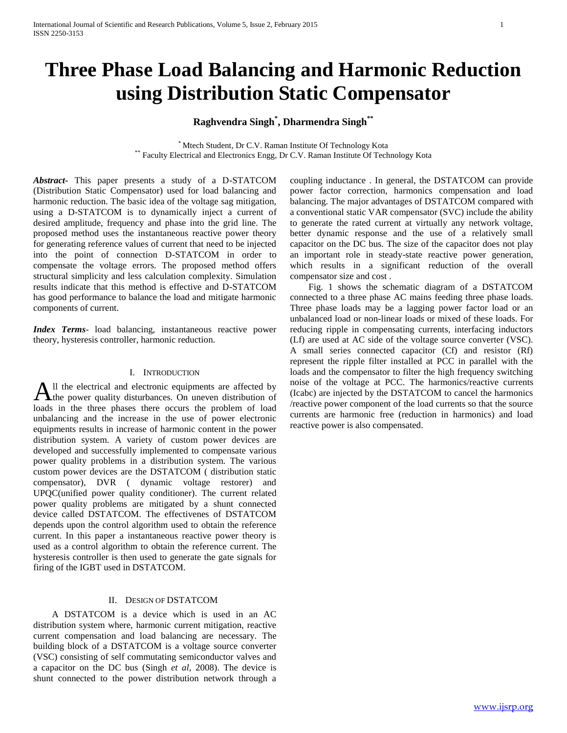# Three Phase Load Balancing and Harmonic Reduction using Distribution Static Compensator

**Raghvendra Singh[*], Dharmendra Singh[**]**

[*] Mtech Student, Dr C.V. Raman Institute Of Technology Kota
[**] Faculty Electrical and Electronics Engg, Dr C.V. Raman Institute Of Technology Kota

***Abstract***- This paper presents a study of a D-STATCOM (Distribution Static Compensator) used for load balancing and harmonic reduction. The basic idea of the voltage sag mitigation, using a D-STATCOM is to dynamically inject a current of desired amplitude, frequency and phase into the grid line. The proposed method uses the instantaneous reactive power theory for generating reference values of current that need to be injected into the point of connection D-STATCOM in order to compensate the voltage errors. The proposed method offers structural simplicity and less calculation complexity. Simulation results indicate that this method is effective and D-STATCOM has good performance to balance the load and mitigate harmonic components of current.

***Index Terms***- load balancing, instantaneous reactive power theory, hysteresis controller, harmonic reduction.

## I. Introduction

All the electrical and electronic equipments are affected by the power quality disturbances. On uneven distribution of loads in the three phases there occurs the problem of load unbalancing and the increase in the use of power electronic equipments results in increase of harmonic content in the power distribution system. A variety of custom power devices are developed and successfully implemented to compensate various power quality problems in a distribution system. The various custom power devices are the DSTATCOM ( distribution static compensator), DVR ( dynamic voltage restorer) and UPQC(unified power quality conditioner). The current related power quality problems are mitigated by a shunt connected device called DSTATCOM. The effectivenes of DSTATCOM depends upon the control algorithm used to obtain the reference current. In this paper a instantaneous reactive power theory is used as a control algorithm to obtain the reference current. The hysteresis controller is then used to generate the gate signals for firing of the IGBT used in DSTATCOM.

## II. Design of DSTATCOM

A DSTATCOM is a device which is used in an AC distribution system where, harmonic current mitigation, reactive current compensation and load balancing are necessary. The building block of a DSTATCOM is a voltage source converter (VSC) consisting of self commutating semiconductor valves and a capacitor on the DC bus (Singh *et al*, 2008). The device is shunt connected to the power distribution network through a coupling inductance . In general, the DSTATCOM can provide power factor correction, harmonics compensation and load balancing. The major advantages of DSTATCOM compared with a conventional static VAR compensator (SVC) include the ability to generate the rated current at virtually any network voltage, better dynamic response and the use of a relatively small capacitor on the DC bus. The size of the capacitor does not play an important role in steady-state reactive power generation, which results in a significant reduction of the overall compensator size and cost .

Fig. 1 shows the schematic diagram of a DSTATCOM connected to a three phase AC mains feeding three phase loads. Three phase loads may be a lagging power factor load or an unbalanced load or non-linear loads or mixed of these loads. For reducing ripple in compensating currents, interfacing inductors ($L_f$) are used at AC side of the voltage source converter (VSC). A small series connected capacitor ($C_f$) and resistor ($R_f$) represent the ripple filter installed at PCC in parallel with the loads and the compensator to filter the high frequency switching noise of the voltage at PCC. The harmonics/reactive currents ($I_{cabc}$) are injected by the DSTATCOM to cancel the harmonics /reactive power component of the load currents so that the source currents are harmonic free (reduction in harmonics) and load reactive power is also compensated.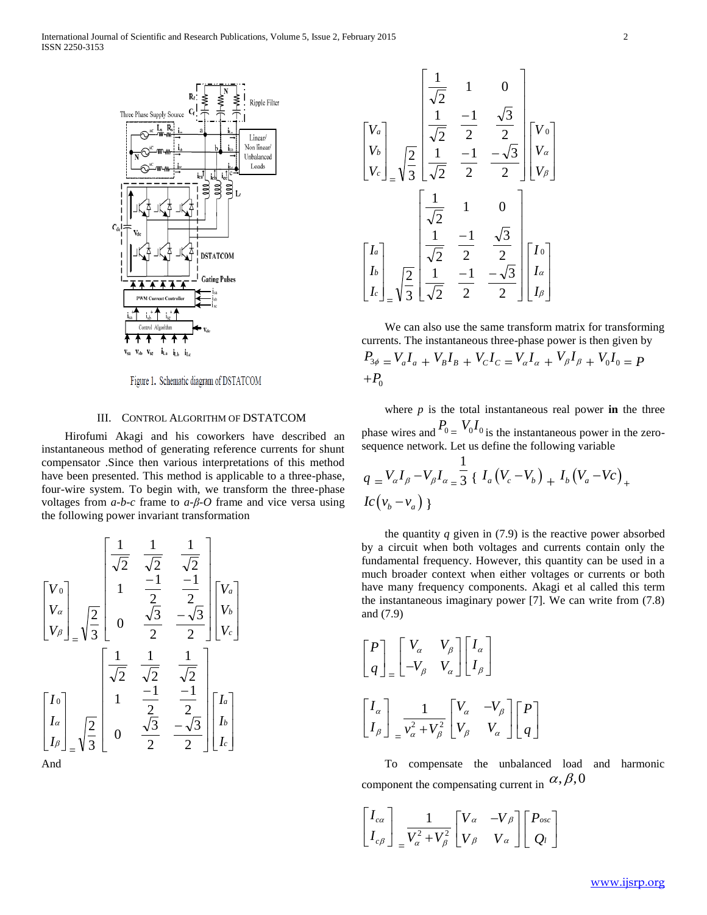Figure 1. Schematic diagram of DSTATCOM

## III. CONTROL ALGORITHM OF DSTATCOM

Hirofumi Akagi and his coworkers have described an instantaneous method of generating reference currents for shunt compensator .Since then various interpretations of this method have been presented. This method is applicable to a three-phase, four-wire system. To begin with, we transform the three-phase voltages from *a-b-c* frame to *a-β-O* frame and vice versa using the following power invariant transformation

$$\begin{bmatrix} V_0 \\ V_\alpha \\ V_\beta \end{bmatrix} = \sqrt{\frac{2}{3}} \begin{bmatrix} \frac{1}{\sqrt{2}} & \frac{1}{\sqrt{2}} & \frac{1}{\sqrt{2}} \\ 1 & \frac{-1}{2} & \frac{-1}{2} \\ 0 & \frac{\sqrt{3}}{2} & \frac{-\sqrt{3}}{2} \end{bmatrix} \begin{bmatrix} V_a \\ V_b \\ V_c \end{bmatrix}$$

$$\begin{bmatrix} I_0 \\ I_\alpha \\ I_\beta \end{bmatrix} = \sqrt{\frac{2}{3}} \begin{bmatrix} \frac{1}{\sqrt{2}} & \frac{1}{\sqrt{2}} & \frac{1}{\sqrt{2}} \\ 1 & \frac{-1}{2} & \frac{-1}{2} \\ 0 & \frac{\sqrt{3}}{2} & \frac{-\sqrt{3}}{2} \end{bmatrix} \begin{bmatrix} I_a \\ I_b \\ I_c \end{bmatrix}$$

And

$$\begin{bmatrix} V_a \\ V_b \\ V_c \end{bmatrix} = \sqrt{\frac{2}{3}} \begin{bmatrix} \frac{1}{\sqrt{2}} & 1 & 0 \\ \frac{1}{\sqrt{2}} & \frac{-1}{2} & \frac{\sqrt{3}}{2} \\ \frac{1}{\sqrt{2}} & \frac{-1}{2} & \frac{-\sqrt{3}}{2} \end{bmatrix} \begin{bmatrix} V_0 \\ V_\alpha \\ V_\beta \end{bmatrix}$$

$$\begin{bmatrix} I_a \\ I_b \\ I_c \end{bmatrix} = \sqrt{\frac{2}{3}} \begin{bmatrix} \frac{1}{\sqrt{2}} & 1 & 0 \\ \frac{1}{\sqrt{2}} & \frac{-1}{2} & \frac{\sqrt{3}}{2} \\ \frac{1}{\sqrt{2}} & \frac{-1}{2} & \frac{-\sqrt{3}}{2} \end{bmatrix} \begin{bmatrix} I_0 \\ I_\alpha \\ I_\beta \end{bmatrix}$$

We can also use the same transform matrix for transforming currents. The instantaneous three-phase power is then given by

$$P_{3\phi} = V_a I_a + V_B I_B + V_C I_C = V_\alpha I_\alpha + V_\beta I_\beta + V_0 I_0 = P + P_0$$

where *p* is the total instantaneous real power **in** the three phase wires and $P_0 = V_0 I_0$ is the instantaneous power in the zero-sequence network. Let us define the following variable

$$q = V_\alpha I_\beta - V_\beta I_\alpha = \frac{1}{3} \{ I_a (V_c - V_b) + I_b (V_a - Vc) + Ic(v_b - v_a) \}$$

the quantity *q* given in (7.9) is the reactive power absorbed by a circuit when both voltages and currents contain only the fundamental frequency. However, this quantity can be used in a much broader context when either voltages or currents or both have many frequency components. Akagi et al called this term the instantaneous imaginary power [7]. We can write from (7.8) and (7.9)

$$\begin{bmatrix} P \\ q \end{bmatrix} = \begin{bmatrix} V_\alpha & V_\beta \\ -V_\beta & V_\alpha \end{bmatrix} \begin{bmatrix} I_\alpha \\ I_\beta \end{bmatrix}$$

$$\begin{bmatrix} I_\alpha \\ I_\beta \end{bmatrix} = \frac{1}{v_\alpha^2 + V_\beta^2} \begin{bmatrix} V_\alpha & -V_\beta \\ V_\beta & V_\alpha \end{bmatrix} \begin{bmatrix} P \\ q \end{bmatrix}$$

To compensate the unbalanced load and harmonic component the compensating current in $\alpha, \beta, 0$

$$\begin{bmatrix} I_{c\alpha} \\ I_{c\beta} \end{bmatrix} = \frac{1}{V_\alpha^2 + V_\beta^2} \begin{bmatrix} V_\alpha & -V_\beta \\ V_\beta & V_\alpha \end{bmatrix} \begin{bmatrix} P_{osc} \\ Q_l \end{bmatrix}$$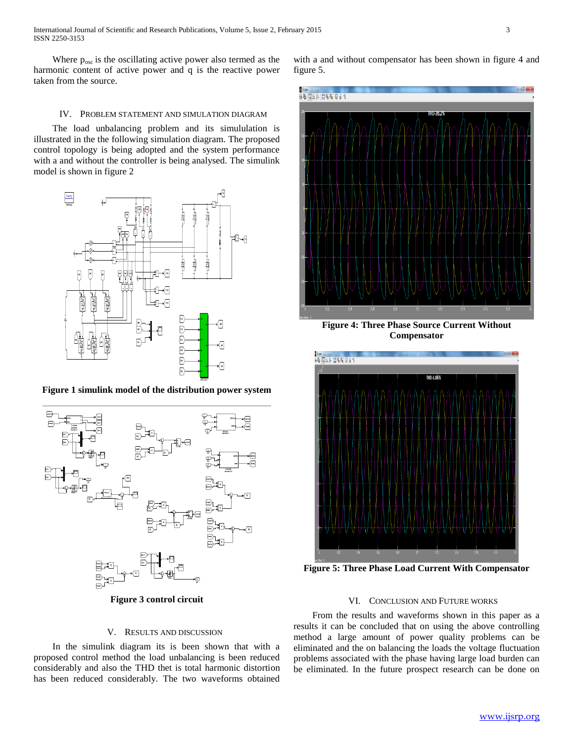Where $p_{osc}$ is the oscillating active power also termed as the harmonic content of active power and q is the reactive power taken from the source.

## IV. Problem Statement and Simulation Diagram

The load unbalancing problem and its simululation is illustrated in the the following simulation diagram. The proposed control topology is being adopted and the system performance with a and without the controller is being analysed. The simulink model is shown in figure 2

**Figure 1 simulink model of the distribution power system**

**Figure 3 control circuit**

## V. Results and Discussion

In the simulink diagram its is been shown that with a proposed control method the load unbalancing is been reduced considerably and also the THD thet is total harmonic distortion has been reduced considerably. The two waveforms obtained with a and without compensator has been shown in figure 4 and figure 5.

**Figure 4: Three Phase Source Current Without Compensator**

**Figure 5: Three Phase Load Current With Compensator**

## VI. Conclusion and Future Works

From the results and waveforms shown in this paper as a results it can be concluded that on using the above controlling method a large amount of power quality problems can be eliminated and the on balancing the loads the voltage fluctuation problems associated with the phase having large load burden can be eliminated. In the future prospect research can be done on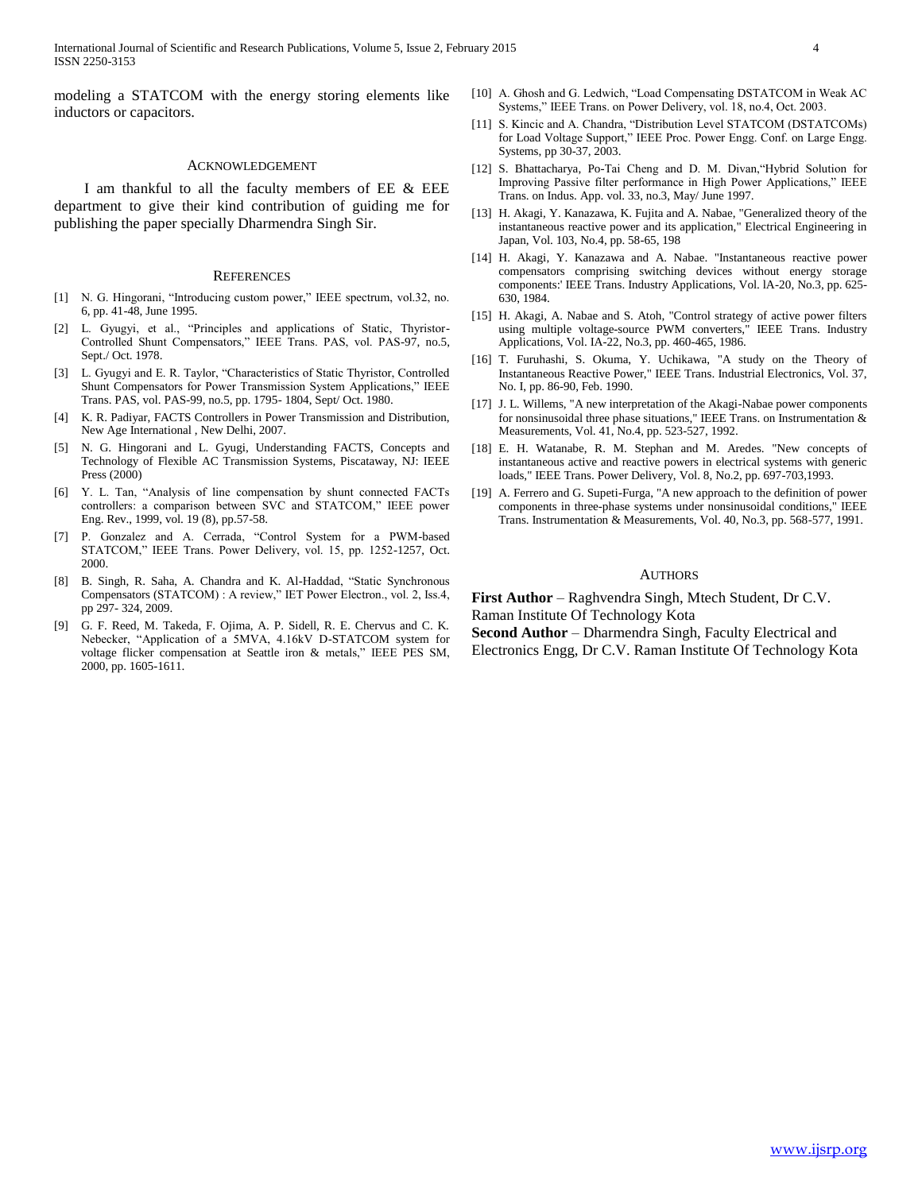modeling a STATCOM with the energy storing elements like inductors or capacitors.

## ACKNOWLEDGEMENT

I am thankful to all the faculty members of EE & EEE department to give their kind contribution of guiding me for publishing the paper specially Dharmendra Singh Sir.

## REFERENCES

[1] N. G. Hingorani, "Introducing custom power," IEEE spectrum, vol.32, no. 6, pp. 41-48, June 1995.

[2] L. Gyugyi, et al., "Principles and applications of Static, Thyristor-Controlled Shunt Compensators," IEEE Trans. PAS, vol. PAS-97, no.5, Sept./ Oct. 1978.

[3] L. Gyugyi and E. R. Taylor, "Characteristics of Static Thyristor, Controlled Shunt Compensators for Power Transmission System Applications," IEEE Trans. PAS, vol. PAS-99, no.5, pp. 1795- 1804, Sept/ Oct. 1980.

[4] K. R. Padiyar, FACTS Controllers in Power Transmission and Distribution, New Age International , New Delhi, 2007.

[5] N. G. Hingorani and L. Gyugi, Understanding FACTS, Concepts and Technology of Flexible AC Transmission Systems, Piscataway, NJ: IEEE Press (2000)

[6] Y. L. Tan, "Analysis of line compensation by shunt connected FACTs controllers: a comparison between SVC and STATCOM," IEEE power Eng. Rev., 1999, vol. 19 (8), pp.57-58.

[7] P. Gonzalez and A. Cerrada, "Control System for a PWM-based STATCOM," IEEE Trans. Power Delivery, vol. 15, pp. 1252-1257, Oct. 2000.

[8] B. Singh, R. Saha, A. Chandra and K. Al-Haddad, "Static Synchronous Compensators (STATCOM) : A review," IET Power Electron., vol. 2, Iss.4, pp 297- 324, 2009.

[9] G. F. Reed, M. Takeda, F. Ojima, A. P. Sidell, R. E. Chervus and C. K. Nebecker, "Application of a 5MVA, 4.16kV D-STATCOM system for voltage flicker compensation at Seattle iron & metals," IEEE PES SM, 2000, pp. 1605-1611.

[10] A. Ghosh and G. Ledwich, "Load Compensating DSTATCOM in Weak AC Systems," IEEE Trans. on Power Delivery, vol. 18, no.4, Oct. 2003.

[11] S. Kincic and A. Chandra, "Distribution Level STATCOM (DSTATCOMs) for Load Voltage Support," IEEE Proc. Power Engg. Conf. on Large Engg. Systems, pp 30-37, 2003.

[12] S. Bhattacharya, Po-Tai Cheng and D. M. Divan,"Hybrid Solution for Improving Passive filter performance in High Power Applications," IEEE Trans. on Indus. App. vol. 33, no.3, May/ June 1997.

[13] H. Akagi, Y. Kanazawa, K. Fujita and A. Nabae, "Generalized theory of the instantaneous reactive power and its application," Electrical Engineering in Japan, Vol. 103, No.4, pp. 58-65, 198

[14] H. Akagi, Y. Kanazawa and A. Nabae. "Instantaneous reactive power compensators comprising switching devices without energy storage components:' IEEE Trans. Industry Applications, Vol. lA-20, No.3, pp. 625-630, 1984.

[15] H. Akagi, A. Nabae and S. Atoh, "Control strategy of active power filters using multiple voltage-source PWM converters," IEEE Trans. Industry Applications, Vol. IA-22, No.3, pp. 460-465, 1986.

[16] T. Furuhashi, S. Okuma, Y. Uchikawa, "A study on the Theory of Instantaneous Reactive Power," IEEE Trans. Industrial Electronics, Vol. 37, No. I, pp. 86-90, Feb. 1990.

[17] J. L. Willems, "A new interpretation of the Akagi-Nabae power components for nonsinusoidal three phase situations," IEEE Trans. on Instrumentation & Measurements, Vol. 41, No.4, pp. 523-527, 1992.

[18] E. H. Watanabe, R. M. Stephan and M. Aredes. "New concepts of instantaneous active and reactive powers in electrical systems with generic loads," IEEE Trans. Power Delivery, Vol. 8, No.2, pp. 697-703,1993.

[19] A. Ferrero and G. Supeti-Furga, "A new approach to the definition of power components in three-phase systems under nonsinusoidal conditions," IEEE Trans. Instrumentation & Measurements, Vol. 40, No.3, pp. 568-577, 1991.

## AUTHORS

**First Author** – Raghvendra Singh, Mtech Student, Dr C.V. Raman Institute Of Technology Kota

**Second Author** – Dharmendra Singh, Faculty Electrical and Electronics Engg, Dr C.V. Raman Institute Of Technology Kota